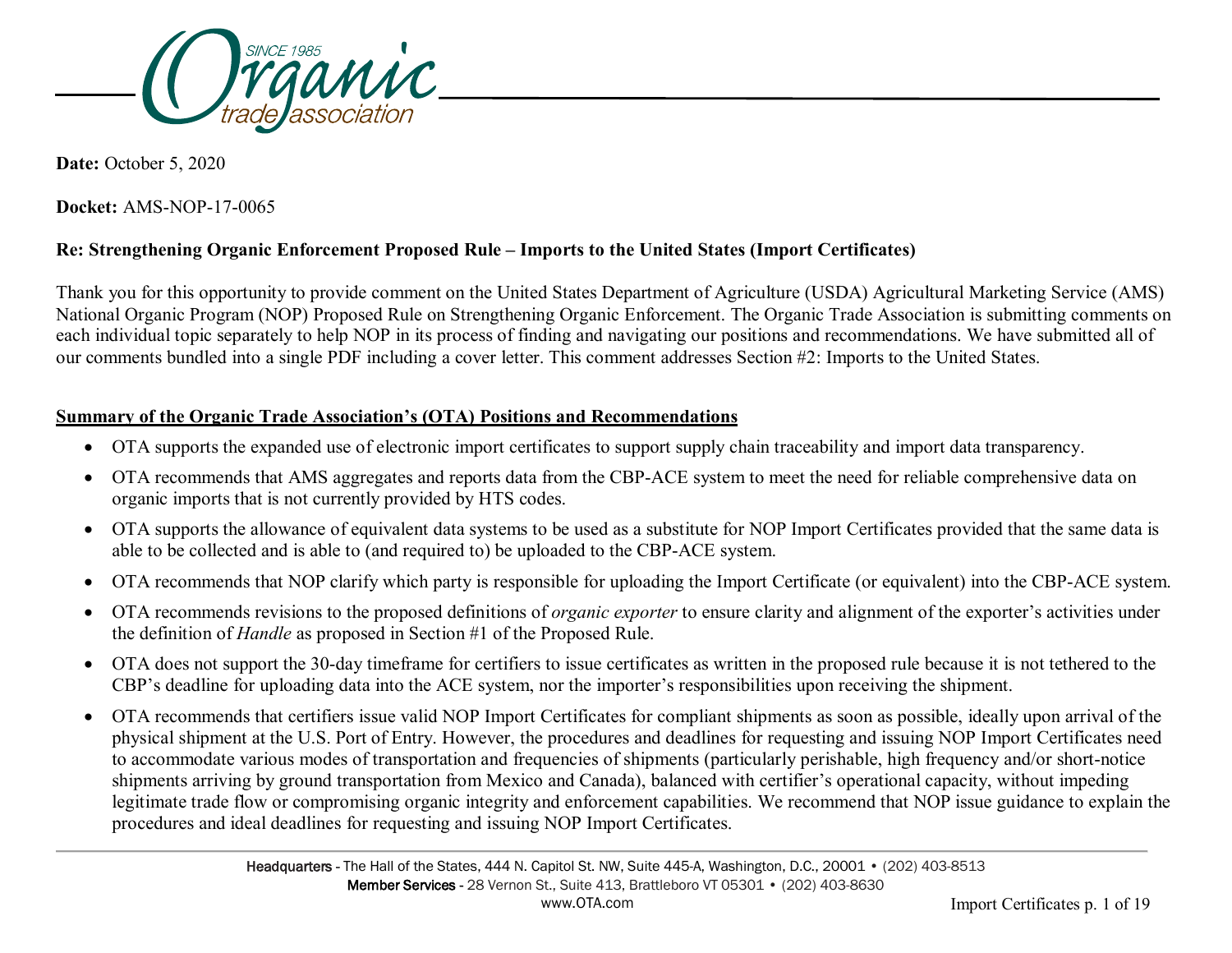**Date:** October 5, 2020

**Docket:** AMS-NOP-17-0065

**Re: Strengthening Organic Enforcement Proposed Rule – Imports to the United States (Import Certificates)**

Thank you for this opportunity to provide comment on the United States Department of Agriculture (USDA) Agricultural Marketing Service (AMS) National Organic Program (NOP) Proposed Rule on Strengthening Organic Enforcement. The Organic Trade Association is submitting comments on each individual topic separately to help NOP in its process of finding and navigating our positions and recommendations. We have submitted all of our comments bundled into a single PDF including a cover letter. This comment addresses Section #2: Imports to the United States.

## Summary of the Organic Trade Association's (OTA) Positions and Recommendations

- OTA supports the expanded use of electronic import certificates to support supply chain traceability and import data transparency.
- OTA recommends that AMS aggregates and reports data from the CBP-ACE system to meet the need for reliable comprehensive data on organic imports that is not currently provided by HTS codes.
- OTA supports the allowance of equivalent data systems to be used as a substitute for NOP Import Certificates provided that the same data is able to be collected and is able to (and required to) be uploaded to the CBP-ACE system.
- OTA recommends that NOP clarify which party is responsible for uploading the Import Certificate (or equivalent) into the CBP-ACE system.
- OTA recommends revisions to the proposed definitions of *organic exporter* to ensure clarity and alignment of the exporter's activities under the definition of *Handle* as proposed in Section #1 of the Proposed Rule.
- OTA does not support the 30-day timeframe for certifiers to issue certificates as written in the proposed rule because it is not tethered to the CBP's deadline for uploading data into the ACE system, nor the importer's responsibilities upon receiving the shipment.
- OTA recommends that certifiers issue valid NOP Import Certificates for compliant shipments as soon as possible, ideally upon arrival of the physical shipment at the U.S. Port of Entry. However, the procedures and deadlines for requesting and issuing NOP Import Certificates need to accommodate various modes of transportation and frequencies of shipments (particularly perishable, high frequency and/or short-notice shipments arriving by ground transportation from Mexico and Canada), balanced with certifier's operational capacity, without impeding legitimate trade flow or compromising organic integrity and enforcement capabilities. We recommend that NOP issue guidance to explain the procedures and ideal deadlines for requesting and issuing NOP Import Certificates.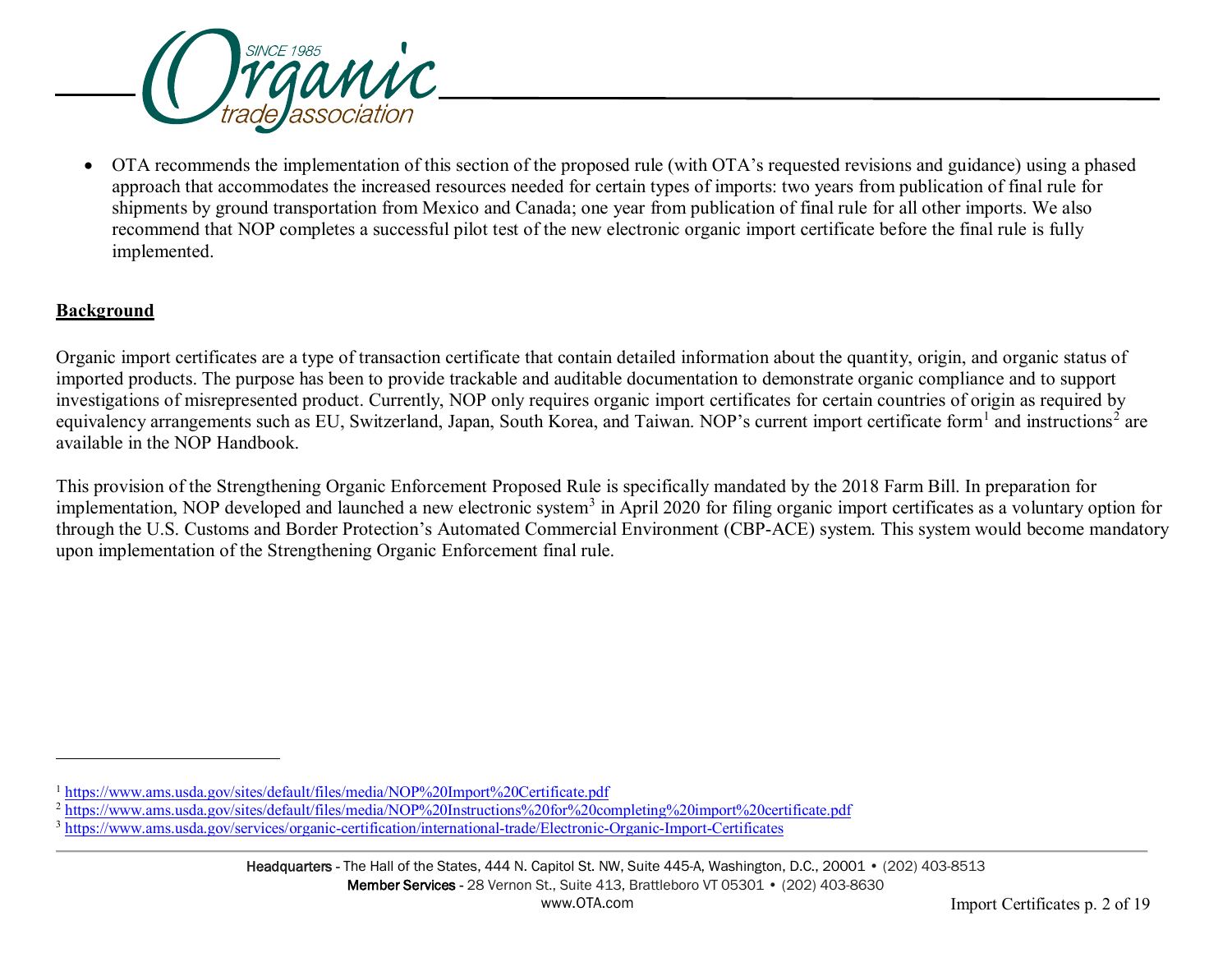- OTA recommends the implementation of this section of the proposed rule (with OTA's requested revisions and guidance) using a phased approach that accommodates the increased resources needed for certain types of imports: two years from publication of final rule for shipments by ground transportation from Mexico and Canada; one year from publication of final rule for all other imports. We also recommend that NOP completes a successful pilot test of the new electronic organic import certificate before the final rule is fully implemented.

**Background**

Organic import certificates are a type of transaction certificate that contain detailed information about the quantity, origin, and organic status of imported products. The purpose has been to provide trackable and auditable documentation to demonstrate organic compliance and to support investigations of misrepresented product. Currently, NOP only requires organic import certificates for certain countries of origin as required by equivalency arrangements such as EU, Switzerland, Japan, South Korea, and Taiwan. NOP's current import certificate form[1] and instructions[2] are available in the NOP Handbook.

This provision of the Strengthening Organic Enforcement Proposed Rule is specifically mandated by the 2018 Farm Bill. In preparation for implementation, NOP developed and launched a new electronic system[3] in April 2020 for filing organic import certificates as a voluntary option for through the U.S. Customs and Border Protection's Automated Commercial Environment (CBP-ACE) system. This system would become mandatory upon implementation of the Strengthening Organic Enforcement final rule.

---

[1] https://www.ams.usda.gov/sites/default/files/media/NOP%20Import%20Certificate.pdf

[2] https://www.ams.usda.gov/sites/default/files/media/NOP%20Instructions%20for%20completing%20import%20certificate.pdf

[3] https://www.ams.usda.gov/services/organic-certification/international-trade/Electronic-Organic-Import-Certificates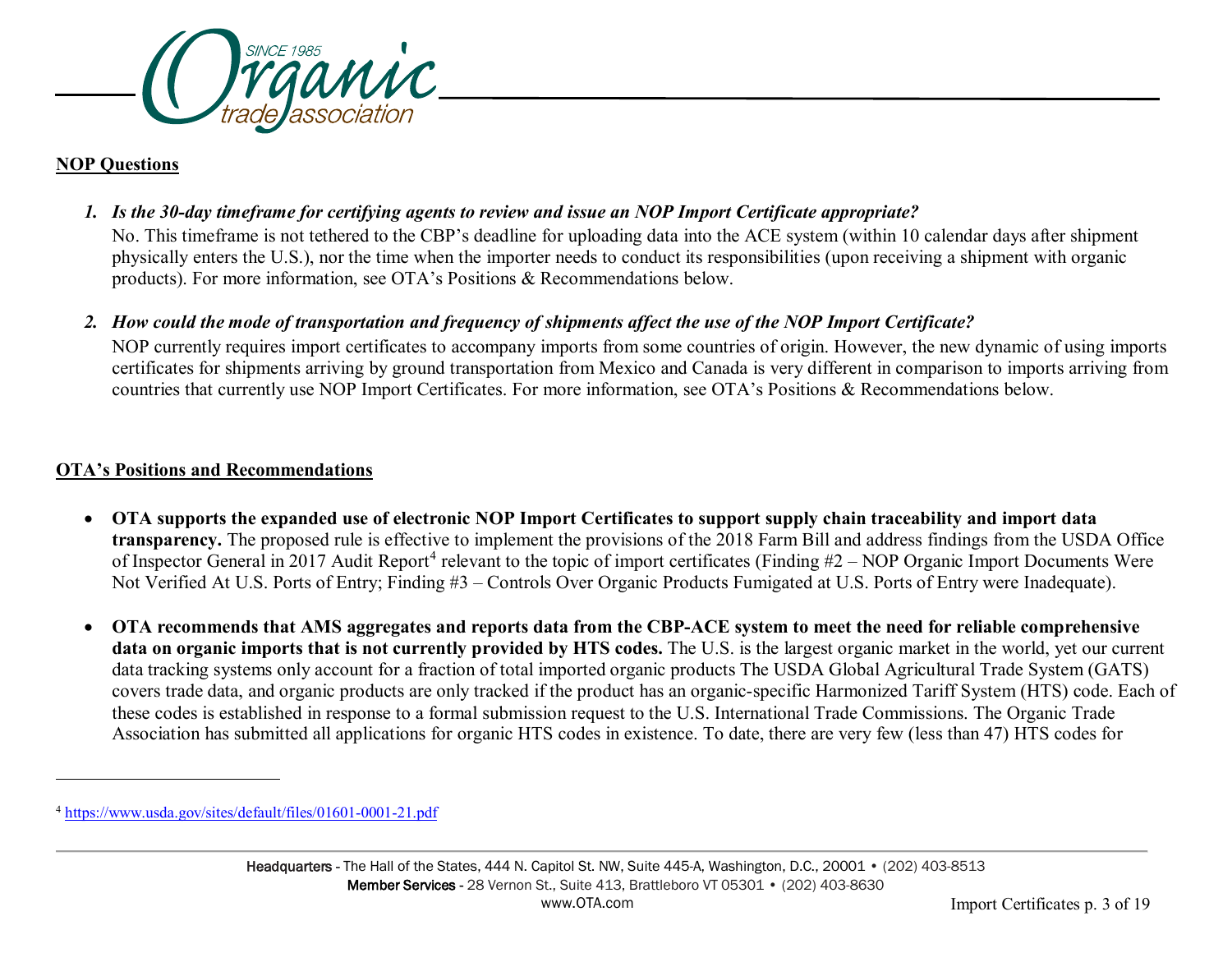## NOP Questions

1. ***Is the 30-day timeframe for certifying agents to review and issue an NOP Import Certificate appropriate?***
   No. This timeframe is not tethered to the CBP's deadline for uploading data into the ACE system (within 10 calendar days after shipment physically enters the U.S.), nor the time when the importer needs to conduct its responsibilities (upon receiving a shipment with organic products). For more information, see OTA's Positions & Recommendations below.

2. ***How could the mode of transportation and frequency of shipments affect the use of the NOP Import Certificate?***
   NOP currently requires import certificates to accompany imports from some countries of origin. However, the new dynamic of using imports certificates for shipments arriving by ground transportation from Mexico and Canada is very different in comparison to imports arriving from countries that currently use NOP Import Certificates. For more information, see OTA's Positions & Recommendations below.

## OTA's Positions and Recommendations

- **OTA supports the expanded use of electronic NOP Import Certificates to support supply chain traceability and import data transparency.** The proposed rule is effective to implement the provisions of the 2018 Farm Bill and address findings from the USDA Office of Inspector General in 2017 Audit Report[4] relevant to the topic of import certificates (Finding #2 – NOP Organic Import Documents Were Not Verified At U.S. Ports of Entry; Finding #3 – Controls Over Organic Products Fumigated at U.S. Ports of Entry were Inadequate).

- **OTA recommends that AMS aggregates and reports data from the CBP-ACE system to meet the need for reliable comprehensive data on organic imports that is not currently provided by HTS codes.** The U.S. is the largest organic market in the world, yet our current data tracking systems only account for a fraction of total imported organic products The USDA Global Agricultural Trade System (GATS) covers trade data, and organic products are only tracked if the product has an organic-specific Harmonized Tariff System (HTS) code. Each of these codes is established in response to a formal submission request to the U.S. International Trade Commissions. The Organic Trade Association has submitted all applications for organic HTS codes in existence. To date, there are very few (less than 47) HTS codes for

---

[4] https://www.usda.gov/sites/default/files/01601-0001-21.pdf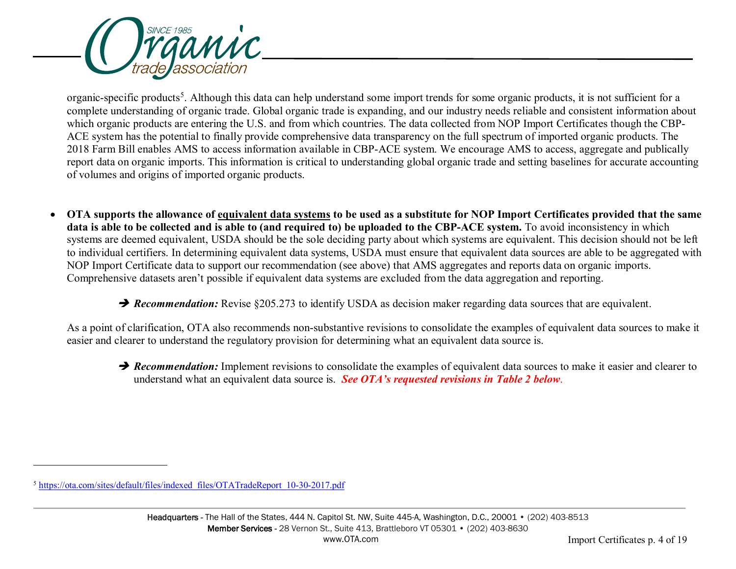organic-specific products[5]. Although this data can help understand some import trends for some organic products, it is not sufficient for a complete understanding of organic trade. Global organic trade is expanding, and our industry needs reliable and consistent information about which organic products are entering the U.S. and from which countries. The data collected from NOP Import Certificates though the CBP-ACE system has the potential to finally provide comprehensive data transparency on the full spectrum of imported organic products. The 2018 Farm Bill enables AMS to access information available in CBP-ACE system. We encourage AMS to access, aggregate and publically report data on organic imports. This information is critical to understanding global organic trade and setting baselines for accurate accounting of volumes and origins of imported organic products.

- **OTA supports the allowance of <u>equivalent data systems</u> to be used as a substitute for NOP Import Certificates provided that the same data is able to be collected and is able to (and required to) be uploaded to the CBP-ACE system.** To avoid inconsistency in which systems are deemed equivalent, USDA should be the sole deciding party about which systems are equivalent. This decision should not be left to individual certifiers. In determining equivalent data systems, USDA must ensure that equivalent data sources are able to be aggregated with NOP Import Certificate data to support our recommendation (see above) that AMS aggregates and reports data on organic imports. Comprehensive datasets aren't possible if equivalent data systems are excluded from the data aggregation and reporting.

  ➔ ***Recommendation:*** Revise §205.273 to identify USDA as decision maker regarding data sources that are equivalent.

  As a point of clarification, OTA also recommends non-substantive revisions to consolidate the examples of equivalent data sources to make it easier and clearer to understand the regulatory provision for determining what an equivalent data source is.

  ➔ ***Recommendation:*** Implement revisions to consolidate the examples of equivalent data sources to make it easier and clearer to understand what an equivalent data source is. ***See OTA's requested revisions in Table 2 below.***

---

[5] https://ota.com/sites/default/files/indexed_files/OTATradeReport_10-30-2017.pdf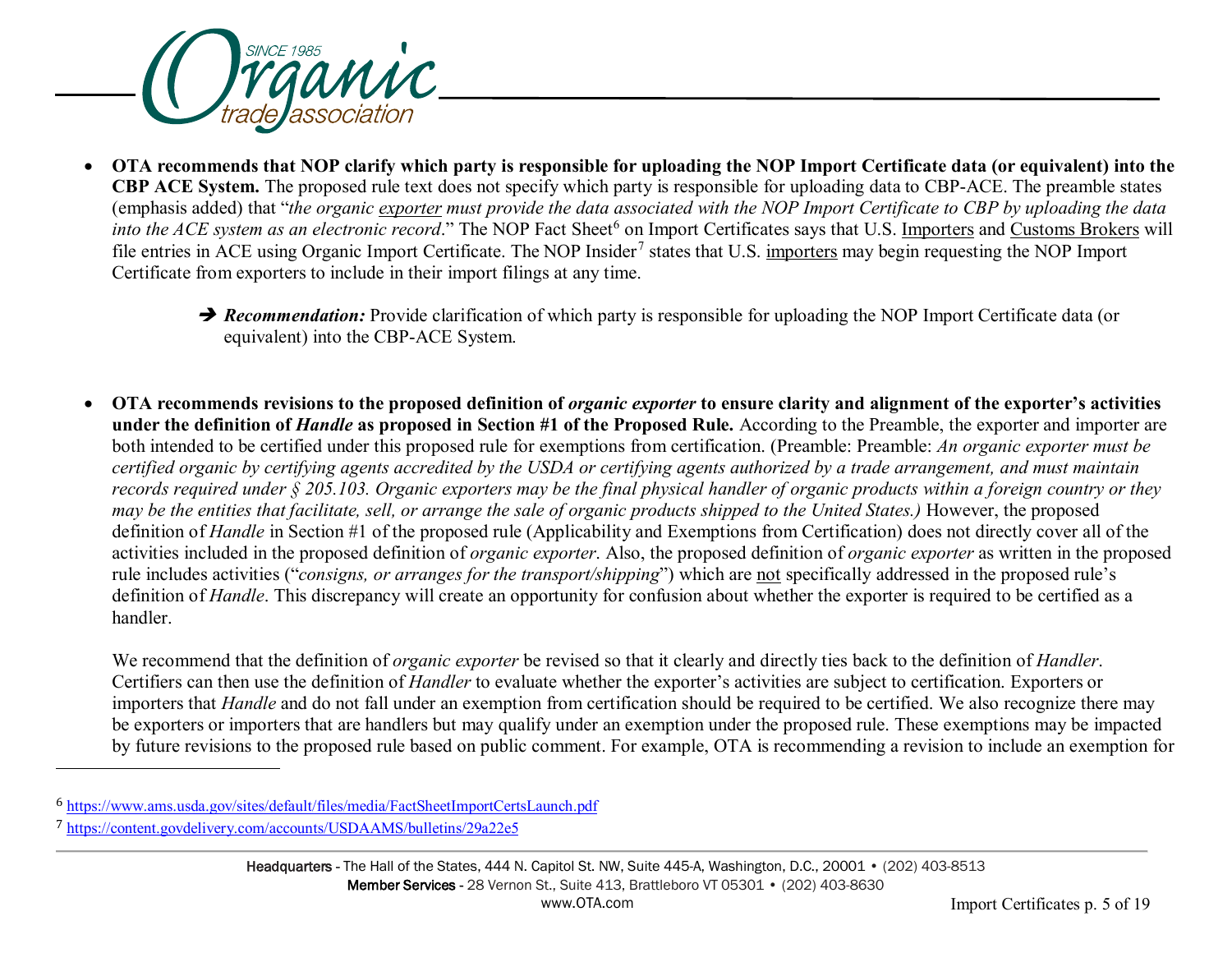- **OTA recommends that NOP clarify which party is responsible for uploading the NOP Import Certificate data (or equivalent) into the CBP ACE System.** The proposed rule text does not specify which party is responsible for uploading data to CBP-ACE. The preamble states (emphasis added) that "*the organic exporter must provide the data associated with the NOP Import Certificate to CBP by uploading the data into the ACE system as an electronic record*." The NOP Fact Sheet[6] on Import Certificates says that U.S. Importers and Customs Brokers will file entries in ACE using Organic Import Certificate. The NOP Insider[7] states that U.S. importers may begin requesting the NOP Import Certificate from exporters to include in their import filings at any time.

  ➔ ***Recommendation:*** Provide clarification of which party is responsible for uploading the NOP Import Certificate data (or equivalent) into the CBP-ACE System.

- **OTA recommends revisions to the proposed definition of *organic exporter* to ensure clarity and alignment of the exporter's activities under the definition of *Handle* as proposed in Section #1 of the Proposed Rule.** According to the Preamble, the exporter and importer are both intended to be certified under this proposed rule for exemptions from certification. (Preamble: Preamble: *An organic exporter must be certified organic by certifying agents accredited by the USDA or certifying agents authorized by a trade arrangement, and must maintain records required under § 205.103. Organic exporters may be the final physical handler of organic products within a foreign country or they may be the entities that facilitate, sell, or arrange the sale of organic products shipped to the United States.)* However, the proposed definition of *Handle* in Section #1 of the proposed rule (Applicability and Exemptions from Certification) does not directly cover all of the activities included in the proposed definition of *organic exporter*. Also, the proposed definition of *organic exporter* as written in the proposed rule includes activities ("*consigns, or arranges for the transport/shipping*") which are not specifically addressed in the proposed rule's definition of *Handle*. This discrepancy will create an opportunity for confusion about whether the exporter is required to be certified as a handler.

  We recommend that the definition of *organic exporter* be revised so that it clearly and directly ties back to the definition of *Handler*. Certifiers can then use the definition of *Handler* to evaluate whether the exporter's activities are subject to certification. Exporters or importers that *Handle* and do not fall under an exemption from certification should be required to be certified. We also recognize there may be exporters or importers that are handlers but may qualify under an exemption under the proposed rule. These exemptions may be impacted by future revisions to the proposed rule based on public comment. For example, OTA is recommending a revision to include an exemption for

---

[6] https://www.ams.usda.gov/sites/default/files/media/FactSheetImportCertsLaunch.pdf

[7] https://content.govdelivery.com/accounts/USDAAMS/bulletins/29a22e5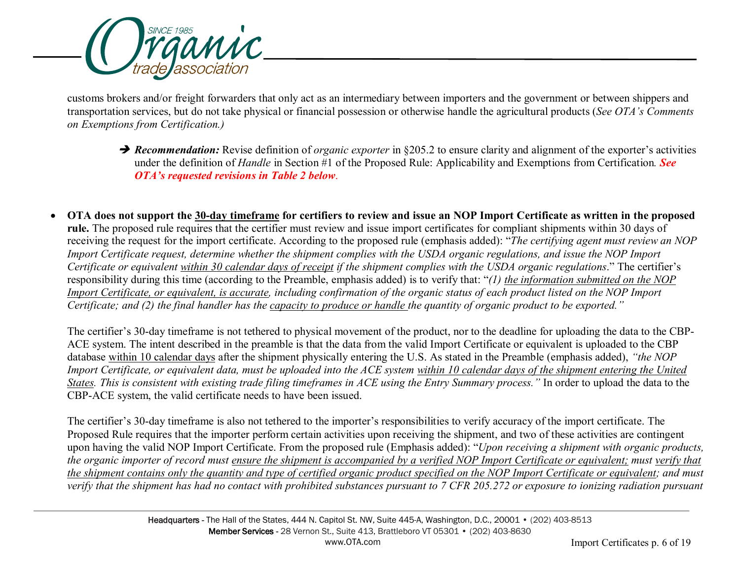customs brokers and/or freight forwarders that only act as an intermediary between importers and the government or between shippers and transportation services, but do not take physical or financial possession or otherwise handle the agricultural products (*See OTA's Comments on Exemptions from Certification.)*

> ➔ ***Recommendation:*** Revise definition of *organic exporter* in §205.2 to ensure clarity and alignment of the exporter's activities under the definition of *Handle* in Section #1 of the Proposed Rule: Applicability and Exemptions from Certification. ***See OTA's requested revisions in Table 2 below***.

- **OTA does not support the <u>30-day timeframe</u> for certifiers to review and issue an NOP Import Certificate as written in the proposed rule.** The proposed rule requires that the certifier must review and issue import certificates for compliant shipments within 30 days of receiving the request for the import certificate. According to the proposed rule (emphasis added): "*The certifying agent must review an NOP Import Certificate request, determine whether the shipment complies with the USDA organic regulations, and issue the NOP Import Certificate or equivalent <u>within 30 calendar days of receipt</u> if the shipment complies with the USDA organic regulations*." The certifier's responsibility during this time (according to the Preamble, emphasis added) is to verify that: "*(1) <u>the information submitted on the NOP Import Certificate, or equivalent, is accurate</u>, including confirmation of the organic status of each product listed on the NOP Import Certificate; and (2) the final handler has the <u>capacity to produce or handle</u> the quantity of organic product to be exported.*"

  The certifier's 30-day timeframe is not tethered to physical movement of the product, nor to the deadline for uploading the data to the CBP-ACE system. The intent described in the preamble is that the data from the valid Import Certificate or equivalent is uploaded to the CBP database <u>within 10 calendar days</u> after the shipment physically entering the U.S. As stated in the Preamble (emphasis added), *"the NOP Import Certificate, or equivalent data, must be uploaded into the ACE system <u>within 10 calendar days of the shipment entering the United States</u>. This is consistent with existing trade filing timeframes in ACE using the Entry Summary process."* In order to upload the data to the CBP-ACE system, the valid certificate needs to have been issued.

  The certifier's 30-day timeframe is also not tethered to the importer's responsibilities to verify accuracy of the import certificate. The Proposed Rule requires that the importer perform certain activities upon receiving the shipment, and two of these activities are contingent upon having the valid NOP Import Certificate. From the proposed rule (Emphasis added): "*Upon receiving a shipment with organic products, the organic importer of record must <u>ensure the shipment is accompanied by a verified NOP Import Certificate or equivalent;</u> must <u>verify that the shipment contains only the quantity and type of certified organic product specified on the NOP Import Certificate or equivalent</u>; and must verify that the shipment has had no contact with prohibited substances pursuant to 7 CFR 205.272 or exposure to ionizing radiation pursuant*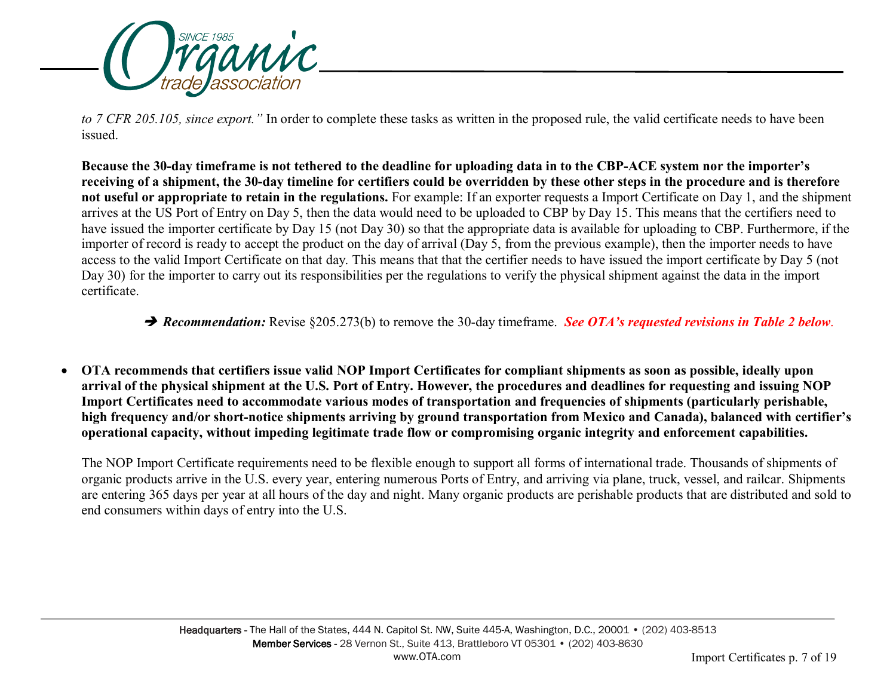*to 7 CFR 205.105, since export."* In order to complete these tasks as written in the proposed rule, the valid certificate needs to have been issued.

**Because the 30-day timeframe is not tethered to the deadline for uploading data in to the CBP-ACE system nor the importer's receiving of a shipment, the 30-day timeline for certifiers could be overridden by these other steps in the procedure and is therefore not useful or appropriate to retain in the regulations.** For example: If an exporter requests a Import Certificate on Day 1, and the shipment arrives at the US Port of Entry on Day 5, then the data would need to be uploaded to CBP by Day 15. This means that the certifiers need to have issued the importer certificate by Day 15 (not Day 30) so that the appropriate data is available for uploading to CBP. Furthermore, if the importer of record is ready to accept the product on the day of arrival (Day 5, from the previous example), then the importer needs to have access to the valid Import Certificate on that day. This means that that the certifier needs to have issued the import certificate by Day 5 (not Day 30) for the importer to carry out its responsibilities per the regulations to verify the physical shipment against the data in the import certificate.

➔ ***Recommendation:*** Revise §205.273(b) to remove the 30-day timeframe. ***See OTA's requested revisions in Table 2 below***.

- **OTA recommends that certifiers issue valid NOP Import Certificates for compliant shipments as soon as possible, ideally upon arrival of the physical shipment at the U.S. Port of Entry. However, the procedures and deadlines for requesting and issuing NOP Import Certificates need to accommodate various modes of transportation and frequencies of shipments (particularly perishable, high frequency and/or short-notice shipments arriving by ground transportation from Mexico and Canada), balanced with certifier's operational capacity, without impeding legitimate trade flow or compromising organic integrity and enforcement capabilities.**

  The NOP Import Certificate requirements need to be flexible enough to support all forms of international trade. Thousands of shipments of organic products arrive in the U.S. every year, entering numerous Ports of Entry, and arriving via plane, truck, vessel, and railcar. Shipments are entering 365 days per year at all hours of the day and night. Many organic products are perishable products that are distributed and sold to end consumers within days of entry into the U.S.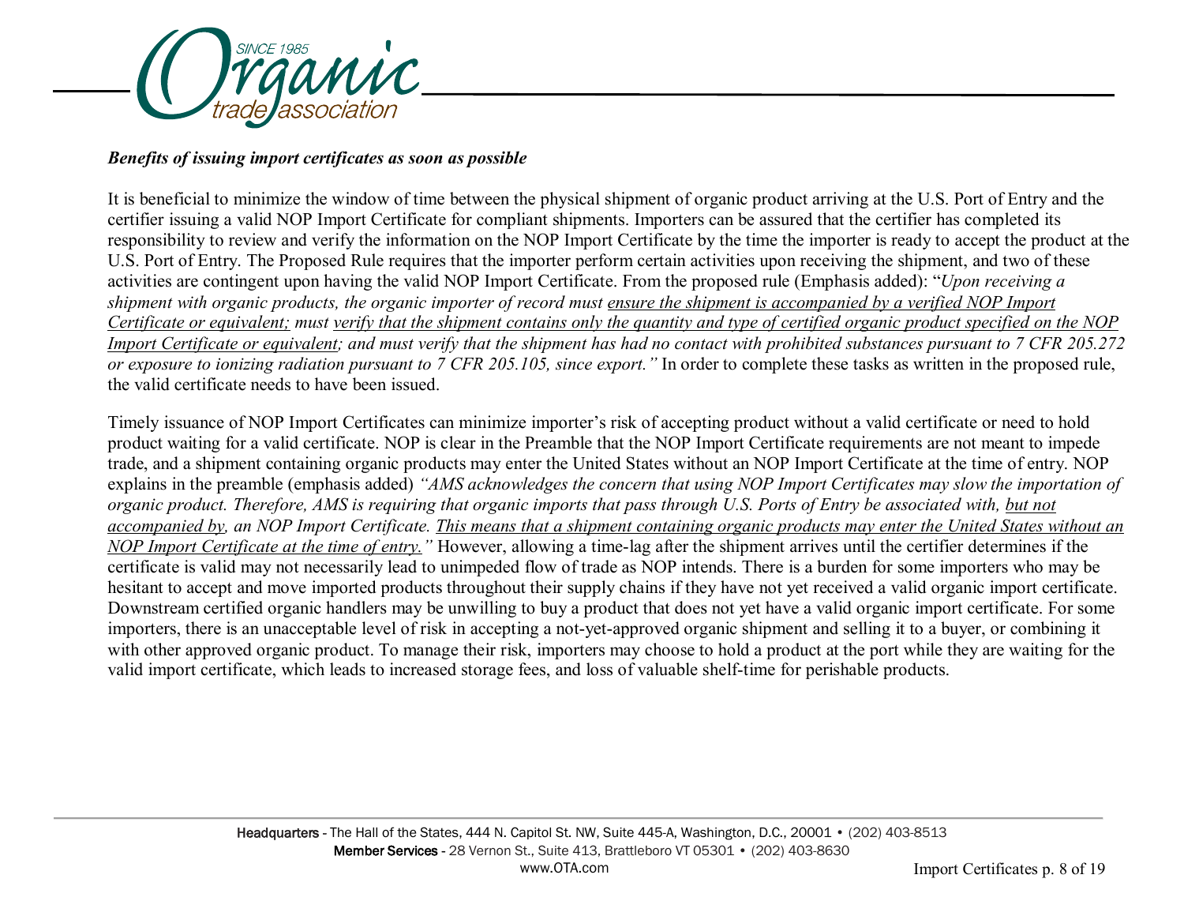***Benefits of issuing import certificates as soon as possible***

It is beneficial to minimize the window of time between the physical shipment of organic product arriving at the U.S. Port of Entry and the certifier issuing a valid NOP Import Certificate for compliant shipments. Importers can be assured that the certifier has completed its responsibility to review and verify the information on the NOP Import Certificate by the time the importer is ready to accept the product at the U.S. Port of Entry. The Proposed Rule requires that the importer perform certain activities upon receiving the shipment, and two of these activities are contingent upon having the valid NOP Import Certificate. From the proposed rule (Emphasis added): "*Upon receiving a shipment with organic products, the organic importer of record must <u>ensure the shipment is accompanied by a verified NOP Import Certificate or equivalent;</u> must <u>verify that the shipment contains only the quantity and type of certified organic product specified on the NOP Import Certificate or equivalent</u>; and must verify that the shipment has had no contact with prohibited substances pursuant to 7 CFR 205.272 or exposure to ionizing radiation pursuant to 7 CFR 205.105, since export."* In order to complete these tasks as written in the proposed rule, the valid certificate needs to have been issued.

Timely issuance of NOP Import Certificates can minimize importer's risk of accepting product without a valid certificate or need to hold product waiting for a valid certificate. NOP is clear in the Preamble that the NOP Import Certificate requirements are not meant to impede trade, and a shipment containing organic products may enter the United States without an NOP Import Certificate at the time of entry. NOP explains in the preamble (emphasis added) *"AMS acknowledges the concern that using NOP Import Certificates may slow the importation of organic product. Therefore, AMS is requiring that organic imports that pass through U.S. Ports of Entry be associated with, <u>but not accompanied by</u>, an NOP Import Certificate. <u>This means that a shipment containing organic products may enter the United States without an NOP Import Certificate at the time of entry.</u>"* However, allowing a time-lag after the shipment arrives until the certifier determines if the certificate is valid may not necessarily lead to unimpeded flow of trade as NOP intends. There is a burden for some importers who may be hesitant to accept and move imported products throughout their supply chains if they have not yet received a valid organic import certificate. Downstream certified organic handlers may be unwilling to buy a product that does not yet have a valid organic import certificate. For some importers, there is an unacceptable level of risk in accepting a not-yet-approved organic shipment and selling it to a buyer, or combining it with other approved organic product. To manage their risk, importers may choose to hold a product at the port while they are waiting for the valid import certificate, which leads to increased storage fees, and loss of valuable shelf-time for perishable products.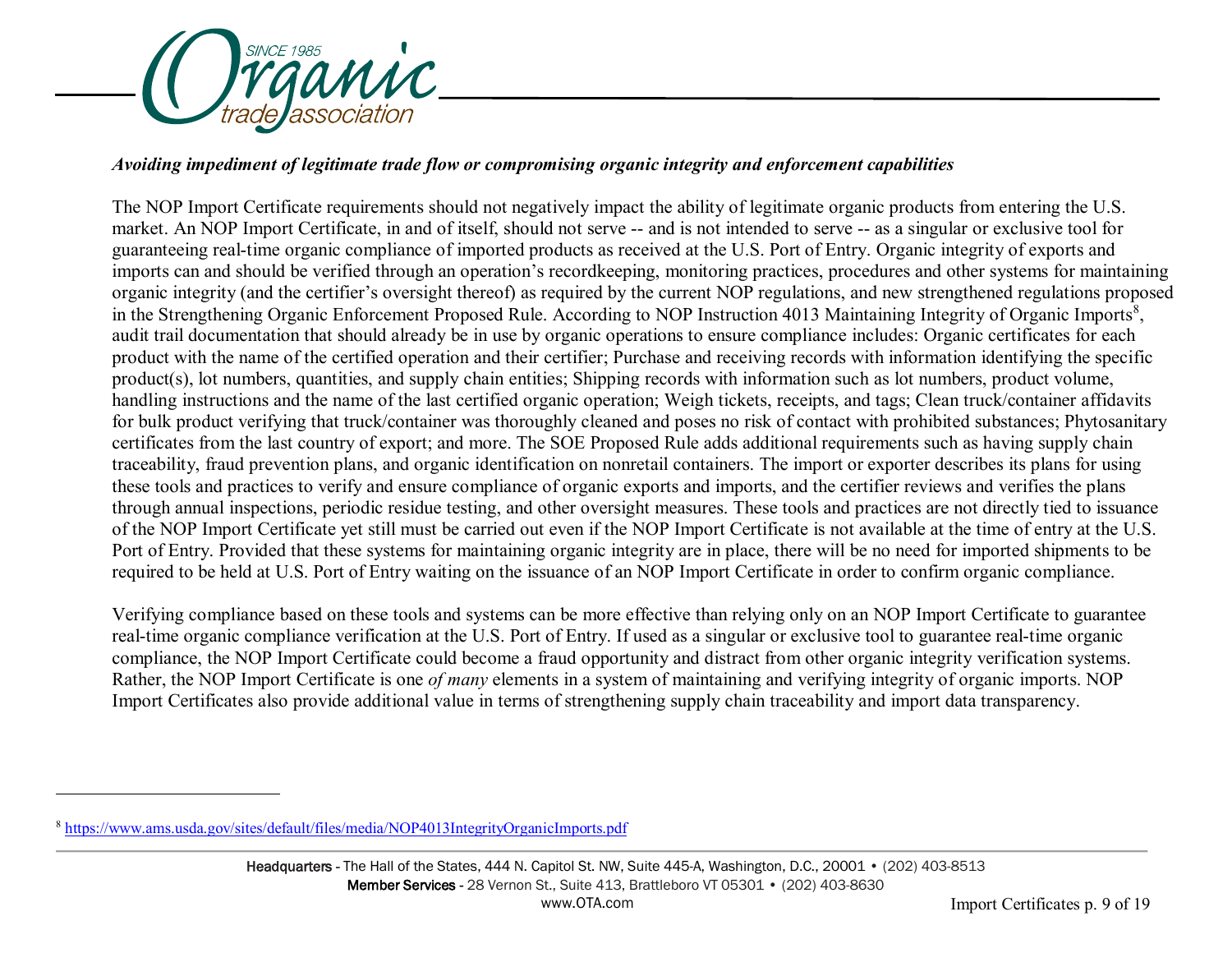***Avoiding impediment of legitimate trade flow or compromising organic integrity and enforcement capabilities***

The NOP Import Certificate requirements should not negatively impact the ability of legitimate organic products from entering the U.S. market. An NOP Import Certificate, in and of itself, should not serve -- and is not intended to serve -- as a singular or exclusive tool for guaranteeing real-time organic compliance of imported products as received at the U.S. Port of Entry. Organic integrity of exports and imports can and should be verified through an operation's recordkeeping, monitoring practices, procedures and other systems for maintaining organic integrity (and the certifier's oversight thereof) as required by the current NOP regulations, and new strengthened regulations proposed in the Strengthening Organic Enforcement Proposed Rule. According to NOP Instruction 4013 Maintaining Integrity of Organic Imports[8], audit trail documentation that should already be in use by organic operations to ensure compliance includes: Organic certificates for each product with the name of the certified operation and their certifier; Purchase and receiving records with information identifying the specific product(s), lot numbers, quantities, and supply chain entities; Shipping records with information such as lot numbers, product volume, handling instructions and the name of the last certified organic operation; Weigh tickets, receipts, and tags; Clean truck/container affidavits for bulk product verifying that truck/container was thoroughly cleaned and poses no risk of contact with prohibited substances; Phytosanitary certificates from the last country of export; and more. The SOE Proposed Rule adds additional requirements such as having supply chain traceability, fraud prevention plans, and organic identification on nonretail containers. The import or exporter describes its plans for using these tools and practices to verify and ensure compliance of organic exports and imports, and the certifier reviews and verifies the plans through annual inspections, periodic residue testing, and other oversight measures. These tools and practices are not directly tied to issuance of the NOP Import Certificate yet still must be carried out even if the NOP Import Certificate is not available at the time of entry at the U.S. Port of Entry. Provided that these systems for maintaining organic integrity are in place, there will be no need for imported shipments to be required to be held at U.S. Port of Entry waiting on the issuance of an NOP Import Certificate in order to confirm organic compliance.

Verifying compliance based on these tools and systems can be more effective than relying only on an NOP Import Certificate to guarantee real-time organic compliance verification at the U.S. Port of Entry. If used as a singular or exclusive tool to guarantee real-time organic compliance, the NOP Import Certificate could become a fraud opportunity and distract from other organic integrity verification systems. Rather, the NOP Import Certificate is one *of many* elements in a system of maintaining and verifying integrity of organic imports. NOP Import Certificates also provide additional value in terms of strengthening supply chain traceability and import data transparency.

---

[8] https://www.ams.usda.gov/sites/default/files/media/NOP4013IntegrityOrganicImports.pdf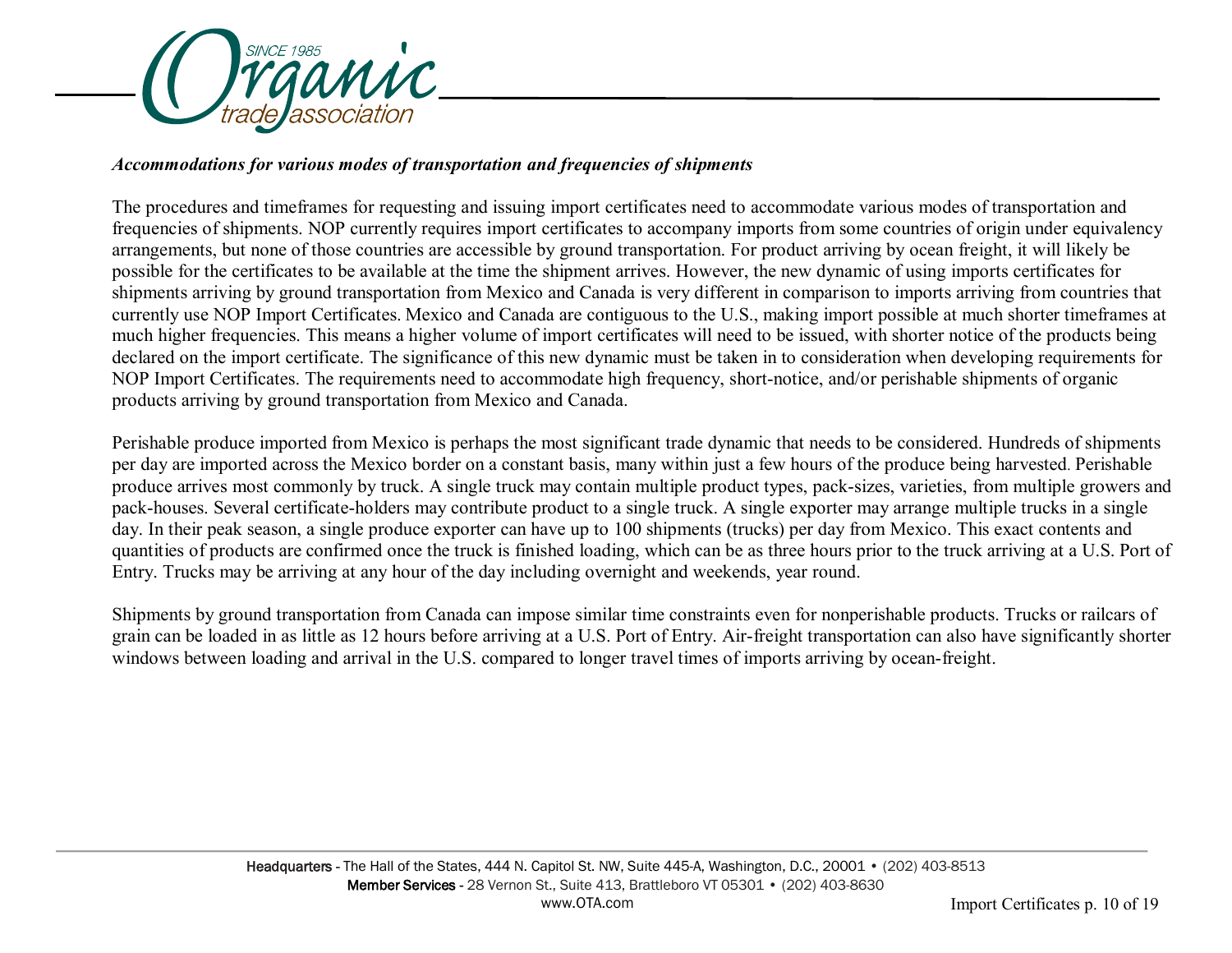***Accommodations for various modes of transportation and frequencies of shipments***

The procedures and timeframes for requesting and issuing import certificates need to accommodate various modes of transportation and frequencies of shipments. NOP currently requires import certificates to accompany imports from some countries of origin under equivalency arrangements, but none of those countries are accessible by ground transportation. For product arriving by ocean freight, it will likely be possible for the certificates to be available at the time the shipment arrives. However, the new dynamic of using imports certificates for shipments arriving by ground transportation from Mexico and Canada is very different in comparison to imports arriving from countries that currently use NOP Import Certificates. Mexico and Canada are contiguous to the U.S., making import possible at much shorter timeframes at much higher frequencies. This means a higher volume of import certificates will need to be issued, with shorter notice of the products being declared on the import certificate. The significance of this new dynamic must be taken in to consideration when developing requirements for NOP Import Certificates. The requirements need to accommodate high frequency, short-notice, and/or perishable shipments of organic products arriving by ground transportation from Mexico and Canada.

Perishable produce imported from Mexico is perhaps the most significant trade dynamic that needs to be considered. Hundreds of shipments per day are imported across the Mexico border on a constant basis, many within just a few hours of the produce being harvested. Perishable produce arrives most commonly by truck. A single truck may contain multiple product types, pack-sizes, varieties, from multiple growers and pack-houses. Several certificate-holders may contribute product to a single truck. A single exporter may arrange multiple trucks in a single day. In their peak season, a single produce exporter can have up to 100 shipments (trucks) per day from Mexico. This exact contents and quantities of products are confirmed once the truck is finished loading, which can be as three hours prior to the truck arriving at a U.S. Port of Entry. Trucks may be arriving at any hour of the day including overnight and weekends, year round.

Shipments by ground transportation from Canada can impose similar time constraints even for nonperishable products. Trucks or railcars of grain can be loaded in as little as 12 hours before arriving at a U.S. Port of Entry. Air-freight transportation can also have significantly shorter windows between loading and arrival in the U.S. compared to longer travel times of imports arriving by ocean-freight.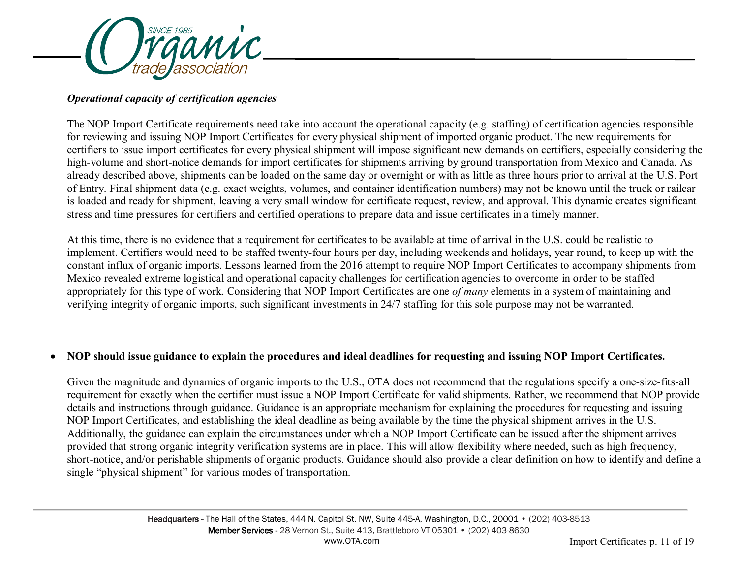***Operational capacity of certification agencies***

The NOP Import Certificate requirements need take into account the operational capacity (e.g. staffing) of certification agencies responsible for reviewing and issuing NOP Import Certificates for every physical shipment of imported organic product. The new requirements for certifiers to issue import certificates for every physical shipment will impose significant new demands on certifiers, especially considering the high-volume and short-notice demands for import certificates for shipments arriving by ground transportation from Mexico and Canada. As already described above, shipments can be loaded on the same day or overnight or with as little as three hours prior to arrival at the U.S. Port of Entry. Final shipment data (e.g. exact weights, volumes, and container identification numbers) may not be known until the truck or railcar is loaded and ready for shipment, leaving a very small window for certificate request, review, and approval. This dynamic creates significant stress and time pressures for certifiers and certified operations to prepare data and issue certificates in a timely manner.

At this time, there is no evidence that a requirement for certificates to be available at time of arrival in the U.S. could be realistic to implement. Certifiers would need to be staffed twenty-four hours per day, including weekends and holidays, year round, to keep up with the constant influx of organic imports. Lessons learned from the 2016 attempt to require NOP Import Certificates to accompany shipments from Mexico revealed extreme logistical and operational capacity challenges for certification agencies to overcome in order to be staffed appropriately for this type of work. Considering that NOP Import Certificates are one *of many* elements in a system of maintaining and verifying integrity of organic imports, such significant investments in 24/7 staffing for this sole purpose may not be warranted.

- **NOP should issue guidance to explain the procedures and ideal deadlines for requesting and issuing NOP Import Certificates.**

  Given the magnitude and dynamics of organic imports to the U.S., OTA does not recommend that the regulations specify a one-size-fits-all requirement for exactly when the certifier must issue a NOP Import Certificate for valid shipments. Rather, we recommend that NOP provide details and instructions through guidance. Guidance is an appropriate mechanism for explaining the procedures for requesting and issuing NOP Import Certificates, and establishing the ideal deadline as being available by the time the physical shipment arrives in the U.S. Additionally, the guidance can explain the circumstances under which a NOP Import Certificate can be issued after the shipment arrives provided that strong organic integrity verification systems are in place. This will allow flexibility where needed, such as high frequency, short-notice, and/or perishable shipments of organic products. Guidance should also provide a clear definition on how to identify and define a single "physical shipment" for various modes of transportation.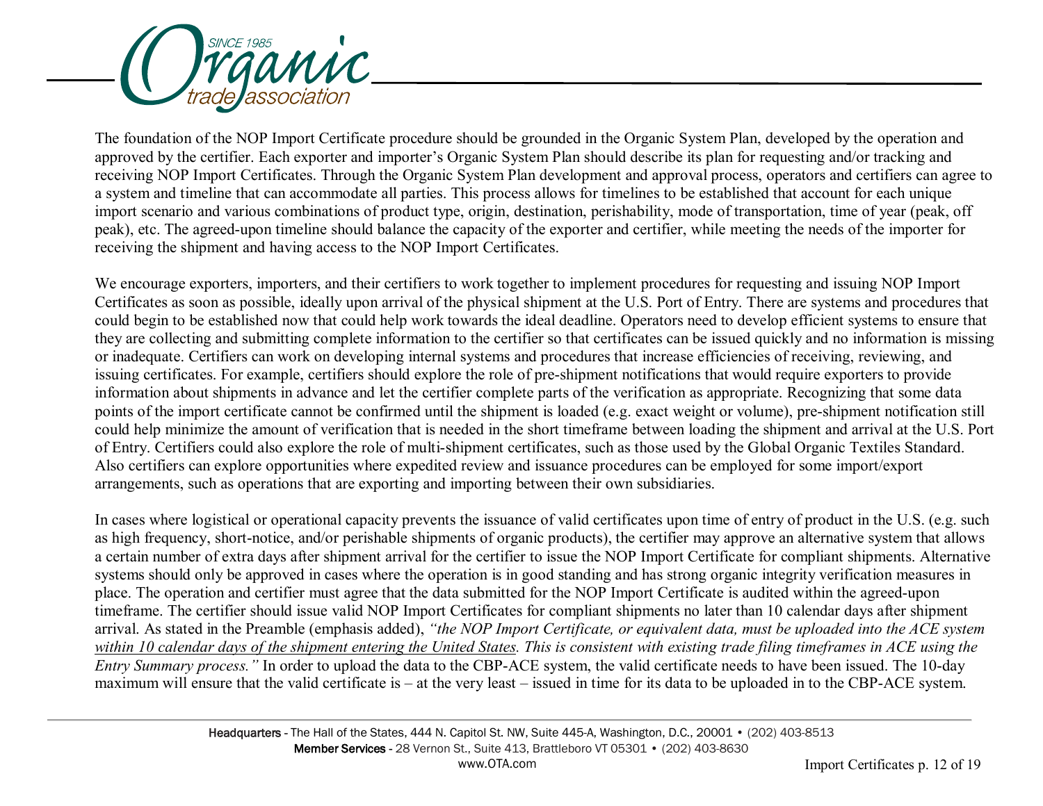The foundation of the NOP Import Certificate procedure should be grounded in the Organic System Plan, developed by the operation and approved by the certifier. Each exporter and importer's Organic System Plan should describe its plan for requesting and/or tracking and receiving NOP Import Certificates. Through the Organic System Plan development and approval process, operators and certifiers can agree to a system and timeline that can accommodate all parties. This process allows for timelines to be established that account for each unique import scenario and various combinations of product type, origin, destination, perishability, mode of transportation, time of year (peak, off peak), etc. The agreed-upon timeline should balance the capacity of the exporter and certifier, while meeting the needs of the importer for receiving the shipment and having access to the NOP Import Certificates.

We encourage exporters, importers, and their certifiers to work together to implement procedures for requesting and issuing NOP Import Certificates as soon as possible, ideally upon arrival of the physical shipment at the U.S. Port of Entry. There are systems and procedures that could begin to be established now that could help work towards the ideal deadline. Operators need to develop efficient systems to ensure that they are collecting and submitting complete information to the certifier so that certificates can be issued quickly and no information is missing or inadequate. Certifiers can work on developing internal systems and procedures that increase efficiencies of receiving, reviewing, and issuing certificates. For example, certifiers should explore the role of pre-shipment notifications that would require exporters to provide information about shipments in advance and let the certifier complete parts of the verification as appropriate. Recognizing that some data points of the import certificate cannot be confirmed until the shipment is loaded (e.g. exact weight or volume), pre-shipment notification still could help minimize the amount of verification that is needed in the short timeframe between loading the shipment and arrival at the U.S. Port of Entry. Certifiers could also explore the role of multi-shipment certificates, such as those used by the Global Organic Textiles Standard. Also certifiers can explore opportunities where expedited review and issuance procedures can be employed for some import/export arrangements, such as operations that are exporting and importing between their own subsidiaries.

In cases where logistical or operational capacity prevents the issuance of valid certificates upon time of entry of product in the U.S. (e.g. such as high frequency, short-notice, and/or perishable shipments of organic products), the certifier may approve an alternative system that allows a certain number of extra days after shipment arrival for the certifier to issue the NOP Import Certificate for compliant shipments. Alternative systems should only be approved in cases where the operation is in good standing and has strong organic integrity verification measures in place. The operation and certifier must agree that the data submitted for the NOP Import Certificate is audited within the agreed-upon timeframe. The certifier should issue valid NOP Import Certificates for compliant shipments no later than 10 calendar days after shipment arrival. As stated in the Preamble (emphasis added), *"the NOP Import Certificate, or equivalent data, must be uploaded into the ACE system <u>within 10 calendar days of the shipment entering the United States</u>. This is consistent with existing trade filing timeframes in ACE using the Entry Summary process."* In order to upload the data to the CBP-ACE system, the valid certificate needs to have been issued. The 10-day maximum will ensure that the valid certificate is – at the very least – issued in time for its data to be uploaded in to the CBP-ACE system.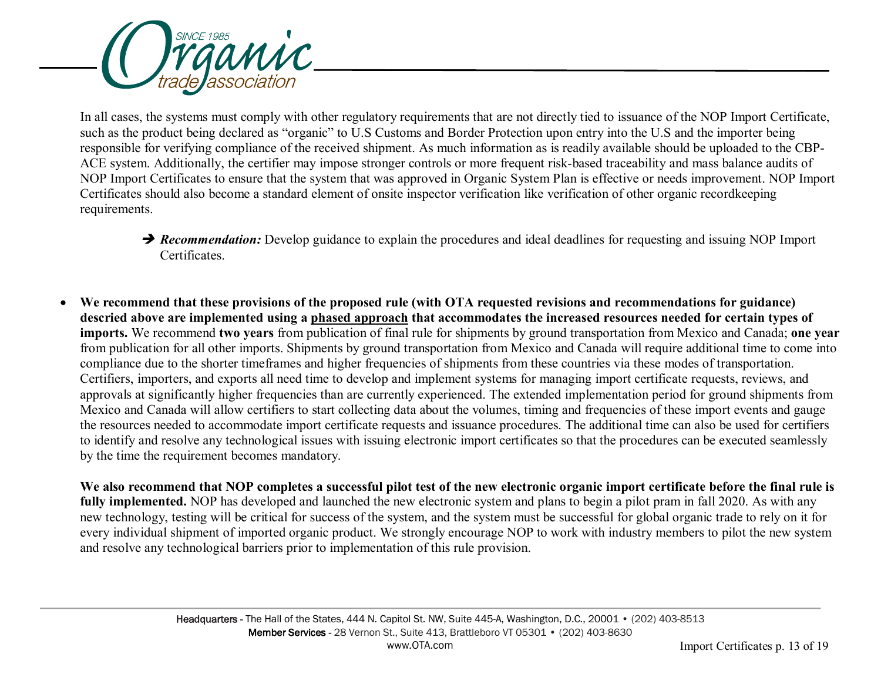In all cases, the systems must comply with other regulatory requirements that are not directly tied to issuance of the NOP Import Certificate, such as the product being declared as "organic" to U.S Customs and Border Protection upon entry into the U.S and the importer being responsible for verifying compliance of the received shipment. As much information as is readily available should be uploaded to the CBP-ACE system. Additionally, the certifier may impose stronger controls or more frequent risk-based traceability and mass balance audits of NOP Import Certificates to ensure that the system that was approved in Organic System Plan is effective or needs improvement. NOP Import Certificates should also become a standard element of onsite inspector verification like verification of other organic recordkeeping requirements.

> ➔ ***Recommendation:*** Develop guidance to explain the procedures and ideal deadlines for requesting and issuing NOP Import Certificates.

- **We recommend that these provisions of the proposed rule (with OTA requested revisions and recommendations for guidance) descried above are implemented using a <u>phased approach</u> that accommodates the increased resources needed for certain types of imports.** We recommend **two years** from publication of final rule for shipments by ground transportation from Mexico and Canada; **one year** from publication for all other imports. Shipments by ground transportation from Mexico and Canada will require additional time to come into compliance due to the shorter timeframes and higher frequencies of shipments from these countries via these modes of transportation. Certifiers, importers, and exports all need time to develop and implement systems for managing import certificate requests, reviews, and approvals at significantly higher frequencies than are currently experienced. The extended implementation period for ground shipments from Mexico and Canada will allow certifiers to start collecting data about the volumes, timing and frequencies of these import events and gauge the resources needed to accommodate import certificate requests and issuance procedures. The additional time can also be used for certifiers to identify and resolve any technological issues with issuing electronic import certificates so that the procedures can be executed seamlessly by the time the requirement becomes mandatory.

  **We also recommend that NOP completes a successful pilot test of the new electronic organic import certificate before the final rule is fully implemented.** NOP has developed and launched the new electronic system and plans to begin a pilot pram in fall 2020. As with any new technology, testing will be critical for success of the system, and the system must be successful for global organic trade to rely on it for every individual shipment of imported organic product. We strongly encourage NOP to work with industry members to pilot the new system and resolve any technological barriers prior to implementation of this rule provision.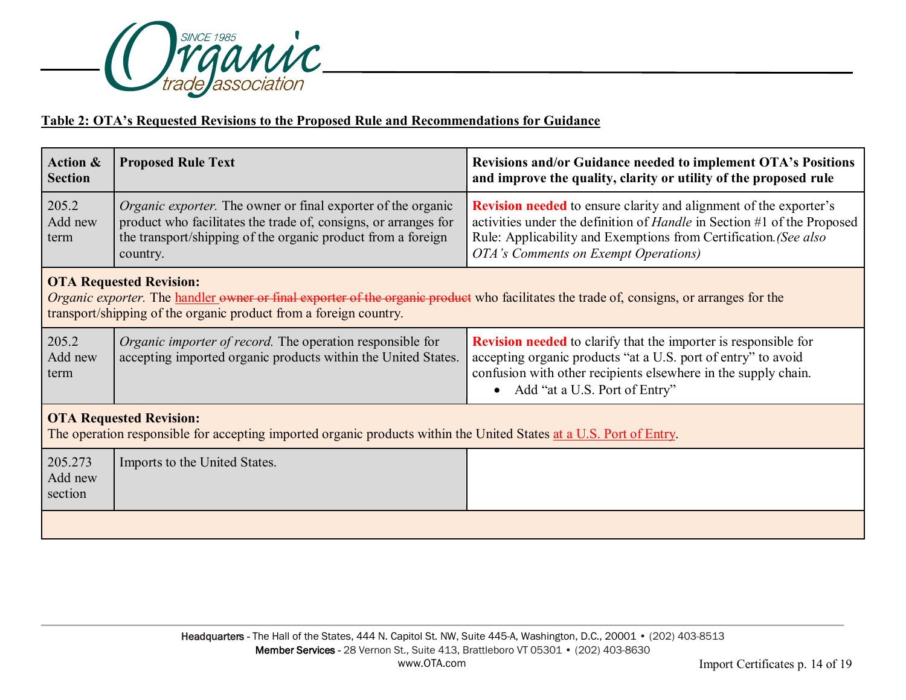**Table 2: OTA's Requested Revisions to the Proposed Rule and Recommendations for Guidance**

| Action & Section | Proposed Rule Text | Revisions and/or Guidance needed to implement OTA's Positions and improve the quality, clarity or utility of the proposed rule |
|---|---|---|
| 205.2 Add new term | *Organic exporter.* The owner or final exporter of the organic product who facilitates the trade of, consigns, or arranges for the transport/shipping of the organic product from a foreign country. | **Revision needed** to ensure clarity and alignment of the exporter's activities under the definition of *Handle* in Section #1 of the Proposed Rule: Applicability and Exemptions from Certification. *(See also OTA's Comments on Exempt Operations)* |
| **OTA Requested Revision:** *Organic exporter.* The handler ~~owner or final exporter of the organic product~~ who facilitates the trade of, consigns, or arranges for the transport/shipping of the organic product from a foreign country. | | |
| 205.2 Add new term | *Organic importer of record.* The operation responsible for accepting imported organic products within the United States. | **Revision needed** to clarify that the importer is responsible for accepting organic products "at a U.S. port of entry" to avoid confusion with other recipients elsewhere in the supply chain. <br>• Add "at a U.S. Port of Entry" |
| **OTA Requested Revision:** The operation responsible for accepting imported organic products within the United States at a U.S. Port of Entry. | | |
| 205.273 Add new section | Imports to the United States. | |
| | | |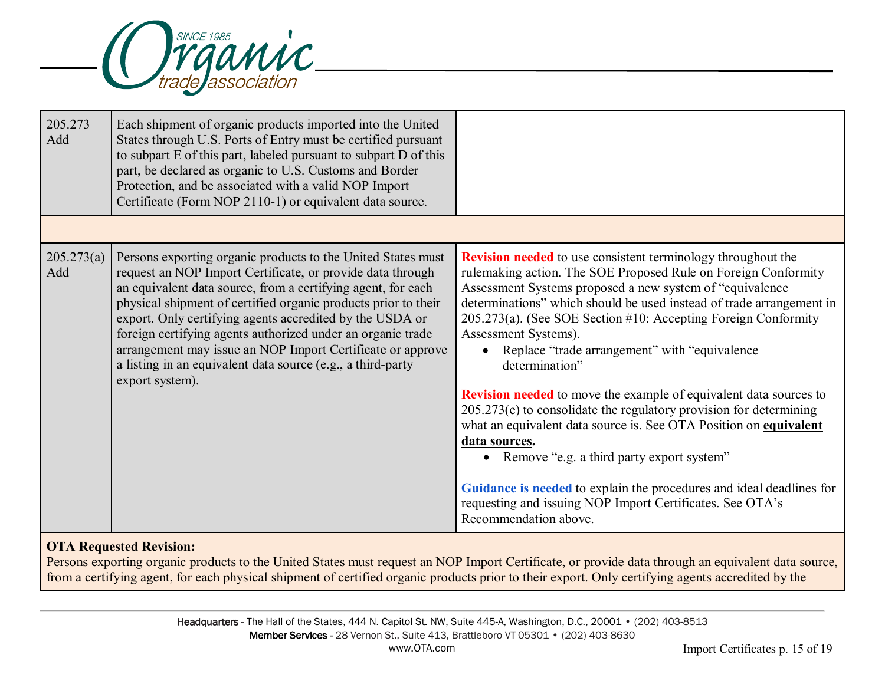| | | |
|---|---|---|
| 205.273 Add | Each shipment of organic products imported into the United States through U.S. Ports of Entry must be certified pursuant to subpart E of this part, labeled pursuant to subpart D of this part, be declared as organic to U.S. Customs and Border Protection, and be associated with a valid NOP Import Certificate (Form NOP 2110-1) or equivalent data source. | |
| | | |
| 205.273(a) Add | Persons exporting organic products to the United States must request an NOP Import Certificate, or provide data through an equivalent data source, from a certifying agent, for each physical shipment of certified organic products prior to their export. Only certifying agents accredited by the USDA or foreign certifying agents authorized under an organic trade arrangement may issue an NOP Import Certificate or approve a listing in an equivalent data source (e.g., a third-party export system). | **Revision needed** to use consistent terminology throughout the rulemaking action. The SOE Proposed Rule on Foreign Conformity Assessment Systems proposed a new system of "equivalence determinations" which should be used instead of trade arrangement in 205.273(a). (See SOE Section #10: Accepting Foreign Conformity Assessment Systems).<br>• Replace "trade arrangement" with "equivalence determination"<br><br>**Revision needed** to move the example of equivalent data sources to 205.273(e) to consolidate the regulatory provision for determining what an equivalent data source is. See OTA Position on **equivalent data sources.**<br>• Remove "e.g. a third party export system"<br><br>**Guidance is needed** to explain the procedures and ideal deadlines for requesting and issuing NOP Import Certificates. See OTA's Recommendation above. |

**OTA Requested Revision:**
Persons exporting organic products to the United States must request an NOP Import Certificate, or provide data through an equivalent data source, from a certifying agent, for each physical shipment of certified organic products prior to their export. Only certifying agents accredited by the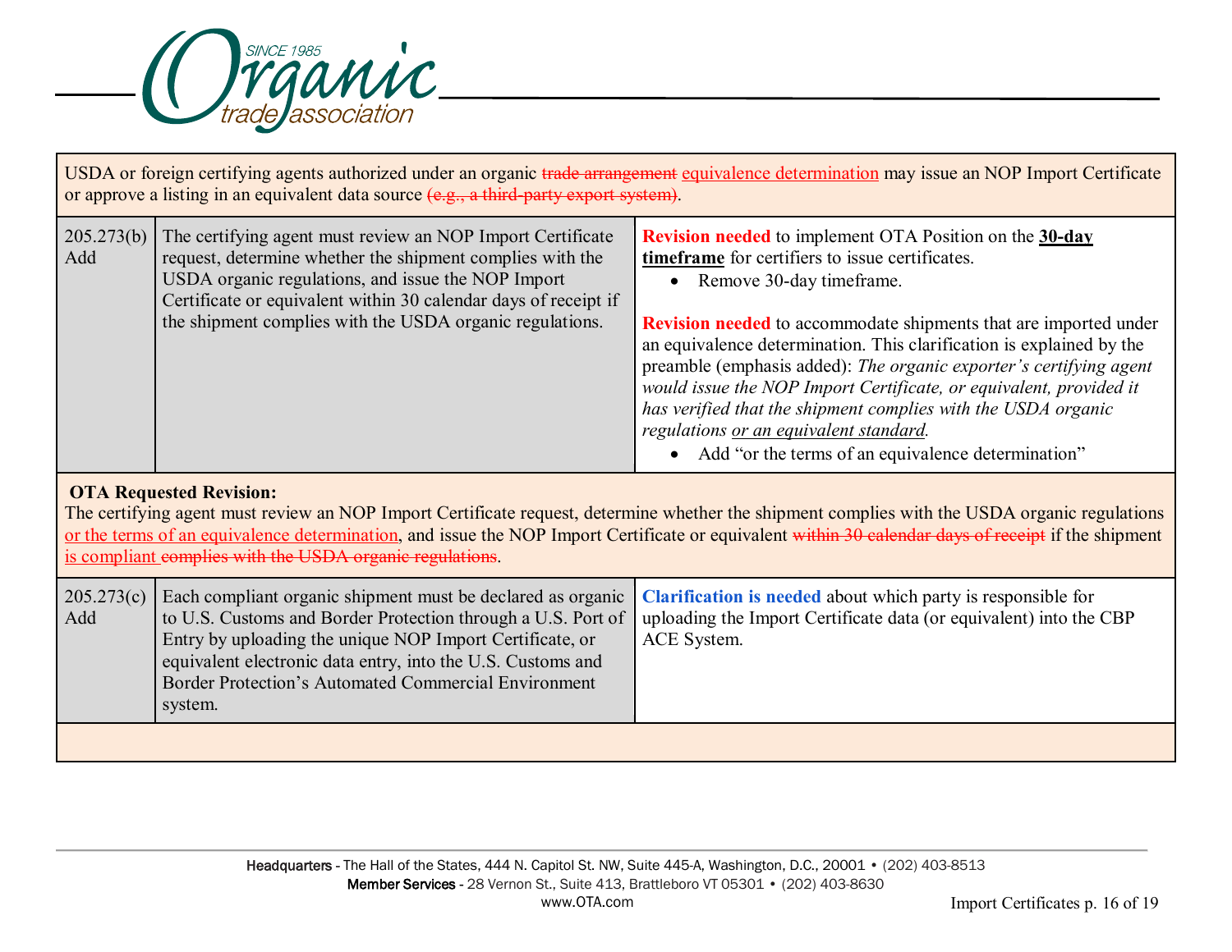USDA or foreign certifying agents authorized under an organic ~~trade arrangement~~ <u>equivalence determination</u> may issue an NOP Import Certificate or approve a listing in an equivalent data source ~~(e.g., a third-party export system)~~.

| | | |
|---|---|---|
| 205.273(b) Add | The certifying agent must review an NOP Import Certificate request, determine whether the shipment complies with the USDA organic regulations, and issue the NOP Import Certificate or equivalent within 30 calendar days of receipt if the shipment complies with the USDA organic regulations. | **Revision needed** to implement OTA Position on the **<u>30-day timeframe</u>** for certifiers to issue certificates.<br>• Remove 30-day timeframe.<br><br>**Revision needed** to accommodate shipments that are imported under an equivalence determination. This clarification is explained by the preamble (emphasis added): *The organic exporter's certifying agent would issue the NOP Import Certificate, or equivalent, provided it has verified that the shipment complies with the USDA organic regulations <u>or an equivalent standard</u>.*<br>• Add "or the terms of an equivalence determination" |

**OTA Requested Revision:**
The certifying agent must review an NOP Import Certificate request, determine whether the shipment complies with the USDA organic regulations <u>or the terms of an equivalence determination</u>, and issue the NOP Import Certificate or equivalent ~~within 30 calendar days of receipt~~ if the shipment <u>is compliant</u> ~~complies with the USDA organic regulations~~.

| | | |
|---|---|---|
| 205.273(c) Add | Each compliant organic shipment must be declared as organic to U.S. Customs and Border Protection through a U.S. Port of Entry by uploading the unique NOP Import Certificate, or equivalent electronic data entry, into the U.S. Customs and Border Protection's Automated Commercial Environment system. | **Clarification is needed** about which party is responsible for uploading the Import Certificate data (or equivalent) into the CBP ACE System. |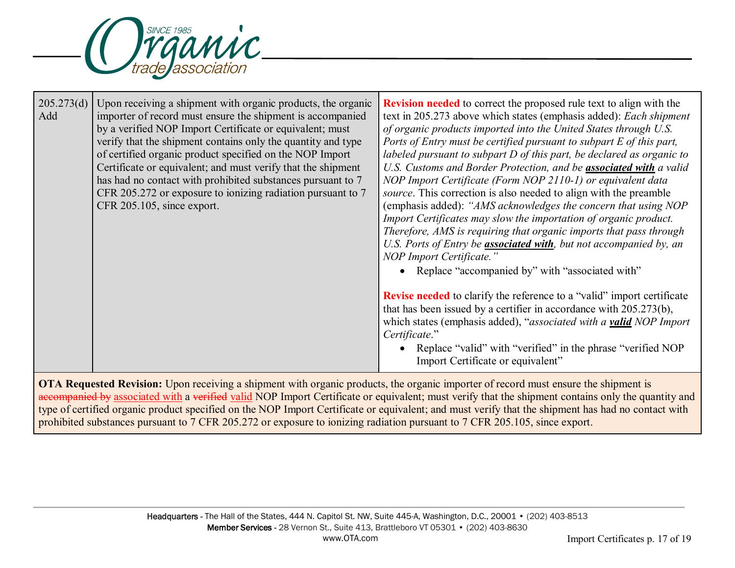| | | |
|---|---|---|
| 205.273(d) Add | Upon receiving a shipment with organic products, the organic importer of record must ensure the shipment is accompanied by a verified NOP Import Certificate or equivalent; must verify that the shipment contains only the quantity and type of certified organic product specified on the NOP Import Certificate or equivalent; and must verify that the shipment has had no contact with prohibited substances pursuant to 7 CFR 205.272 or exposure to ionizing radiation pursuant to 7 CFR 205.105, since export. | **Revision needed** to correct the proposed rule text to align with the text in 205.273 above which states (emphasis added): *Each shipment of organic products imported into the United States through U.S. Ports of Entry must be certified pursuant to subpart E of this part, labeled pursuant to subpart D of this part, be declared as organic to U.S. Customs and Border Protection, and be* ***associated with*** *a valid NOP Import Certificate (Form NOP 2110-1) or equivalent data source*. This correction is also needed to align with the preamble (emphasis added): *"AMS acknowledges the concern that using NOP Import Certificates may slow the importation of organic product. Therefore, AMS is requiring that organic imports that pass through U.S. Ports of Entry be* ***associated with****, but not accompanied by, an NOP Import Certificate."*<br>• Replace "accompanied by" with "associated with"<br><br>**Revise needed** to clarify the reference to a "valid" import certificate that has been issued by a certifier in accordance with 205.273(b), which states (emphasis added), "*associated with a* ***valid*** *NOP Import Certificate*."<br>• Replace "valid" with "verified" in the phrase "verified NOP Import Certificate or equivalent" |

**OTA Requested Revision:** Upon receiving a shipment with organic products, the organic importer of record must ensure the shipment is ~~accompanied by~~ associated with a ~~verified~~ valid NOP Import Certificate or equivalent; must verify that the shipment contains only the quantity and type of certified organic product specified on the NOP Import Certificate or equivalent; and must verify that the shipment has had no contact with prohibited substances pursuant to 7 CFR 205.272 or exposure to ionizing radiation pursuant to 7 CFR 205.105, since export.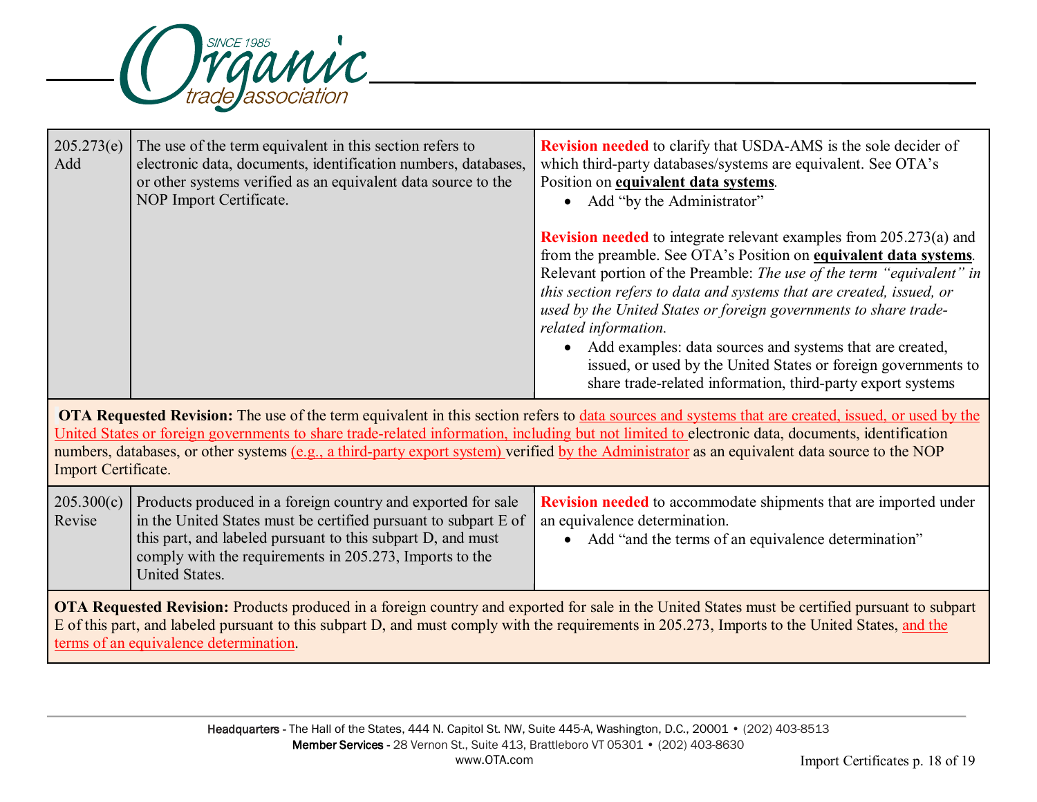| 205.273(e) Add | The use of the term equivalent in this section refers to electronic data, documents, identification numbers, databases, or other systems verified as an equivalent data source to the NOP Import Certificate. | **Revision needed** to clarify that USDA-AMS is the sole decider of which third-party databases/systems are equivalent. See OTA's Position on **equivalent data systems**. <br>• Add "by the Administrator" <br><br>**Revision needed** to integrate relevant examples from 205.273(a) and from the preamble. See OTA's Position on **equivalent data systems**. Relevant portion of the Preamble: *The use of the term "equivalent" in this section refers to data and systems that are created, issued, or used by the United States or foreign governments to share trade-related information.* <br>• Add examples: data sources and systems that are created, issued, or used by the United States or foreign governments to share trade-related information, third-party export systems |
|---|---|---|
| **OTA Requested Revision:** The use of the term equivalent in this section refers to data sources and systems that are created, issued, or used by the United States or foreign governments to share trade-related information, including but not limited to electronic data, documents, identification numbers, databases, or other systems (e.g., a third-party export system) verified by the Administrator as an equivalent data source to the NOP Import Certificate. | | |
| 205.300(c) Revise | Products produced in a foreign country and exported for sale in the United States must be certified pursuant to subpart E of this part, and labeled pursuant to this subpart D, and must comply with the requirements in 205.273, Imports to the United States. | **Revision needed** to accommodate shipments that are imported under an equivalence determination. <br>• Add "and the terms of an equivalence determination" |
| **OTA Requested Revision:** Products produced in a foreign country and exported for sale in the United States must be certified pursuant to subpart E of this part, and labeled pursuant to this subpart D, and must comply with the requirements in 205.273, Imports to the United States, and the terms of an equivalence determination. | | |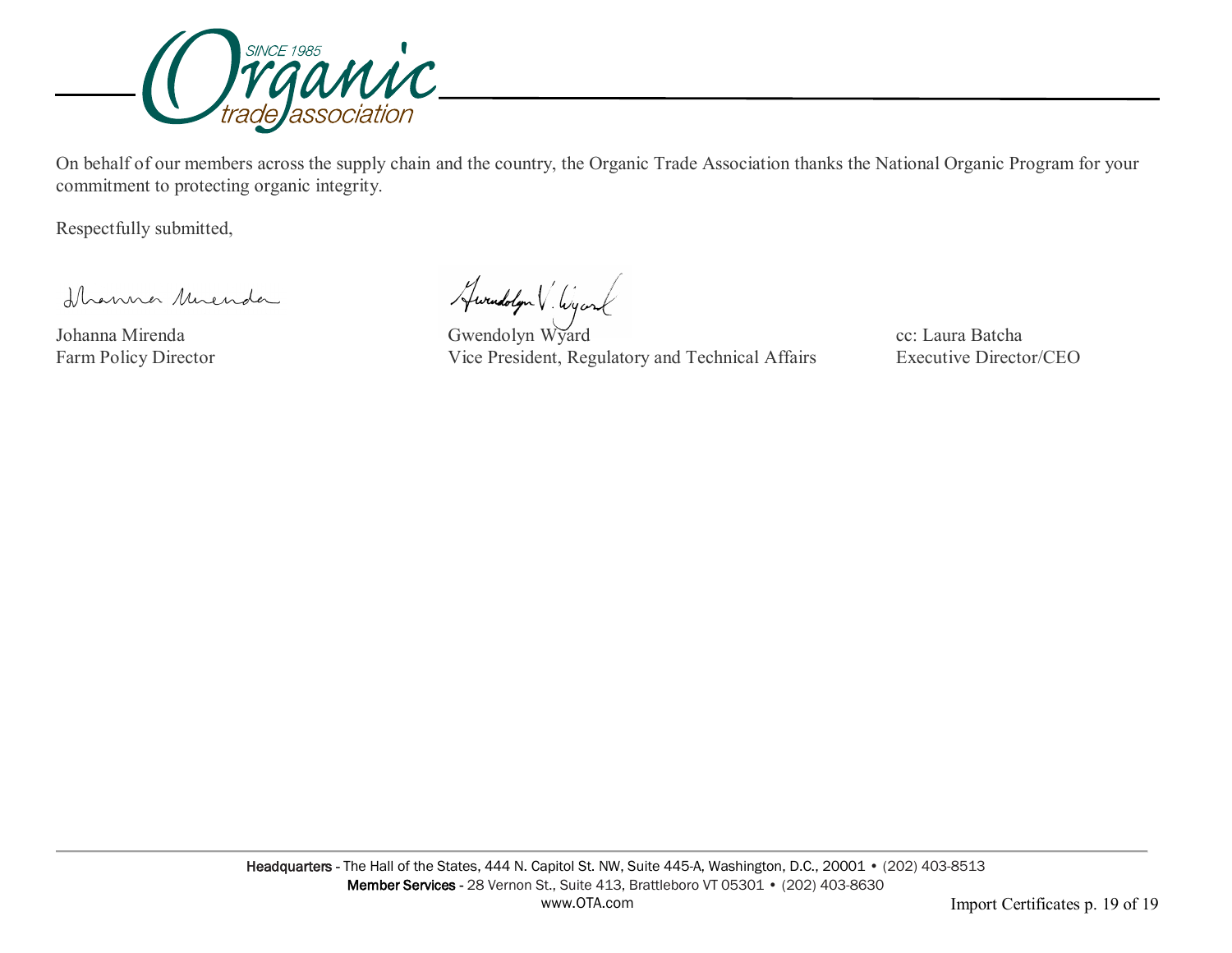On behalf of our members across the supply chain and the country, the Organic Trade Association thanks the National Organic Program for your commitment to protecting organic integrity.

Respectfully submitted,

Johanna Mirenda
Farm Policy Director

Gwendolyn Wyard
Vice President, Regulatory and Technical Affairs

cc: Laura Batcha
Executive Director/CEO